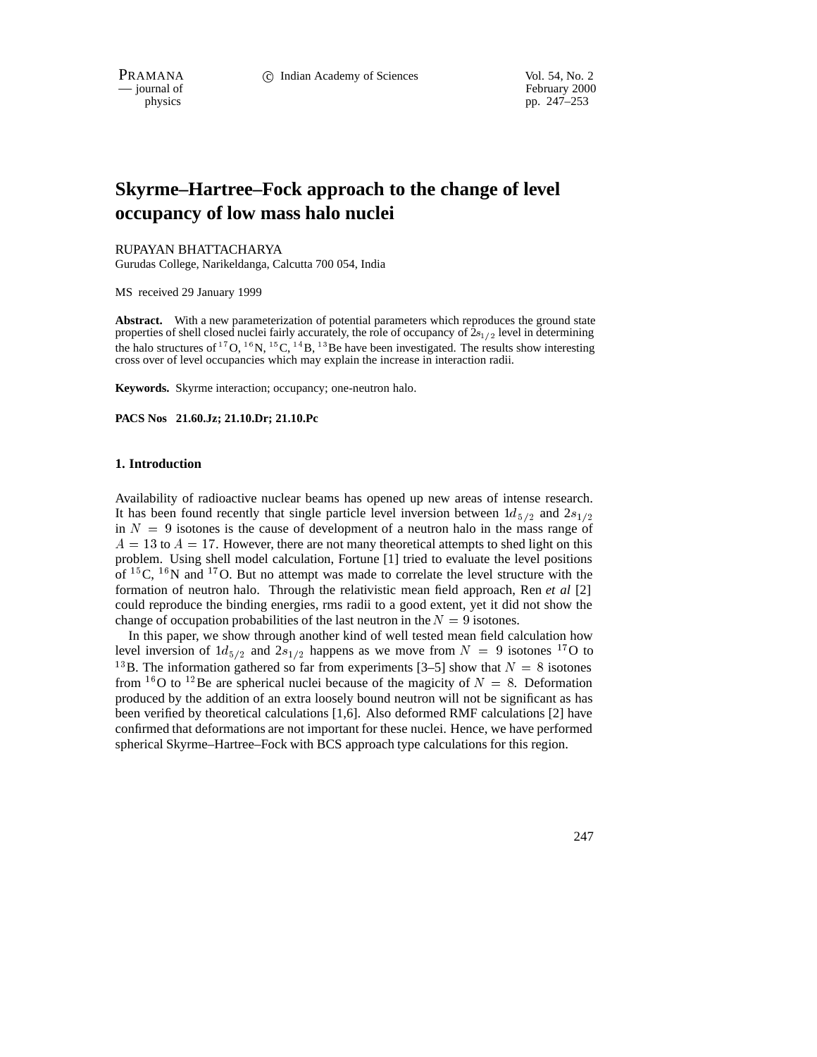# Skyrme–Hartree–Fock approach to the change of level occupancy of low mass halo nuclei

RUPAYAN BHATTACHARYA
Gurudas College, Narikeldanga, Calcutta 700 054, India

MS received 29 January 1999

**Abstract.** With a new parameterization of potential parameters which reproduces the ground state properties of shell closed nuclei fairly accurately, the role of occupancy of $2s_{1/2}$ level in determining the halo structures of $^{17}$O, $^{16}$N, $^{15}$C, $^{14}$B, $^{13}$Be have been investigated. The results show interesting cross over of level occupancies which may explain the increase in interaction radii.

**Keywords.** Skyrme interaction; occupancy; one-neutron halo.

**PACS Nos 21.60.Jz; 21.10.Dr; 21.10.Pc**

## 1. Introduction

Availability of radioactive nuclear beams has opened up new areas of intense research. It has been found recently that single particle level inversion between $1d_{5/2}$ and $2s_{1/2}$ in $N = 9$ isotones is the cause of development of a neutron halo in the mass range of $A = 13$ to $A = 17$. However, there are not many theoretical attempts to shed light on this problem. Using shell model calculation, Fortune [1] tried to evaluate the level positions of $^{15}$C, $^{16}$N and $^{17}$O. But no attempt was made to correlate the level structure with the formation of neutron halo. Through the relativistic mean field approach, Ren *et al* [2] could reproduce the binding energies, rms radii to a good extent, yet it did not show the change of occupation probabilities of the last neutron in the $N = 9$ isotones.

In this paper, we show through another kind of well tested mean field calculation how level inversion of $1d_{5/2}$ and $2s_{1/2}$ happens as we move from $N = 9$ isotones $^{17}$O to $^{13}$B. The information gathered so far from experiments [3–5] show that $N = 8$ isotones from $^{16}$O to $^{12}$Be are spherical nuclei because of the magicity of $N = 8$. Deformation produced by the addition of an extra loosely bound neutron will not be significant as has been verified by theoretical calculations [1,6]. Also deformed RMF calculations [2] have confirmed that deformations are not important for these nuclei. Hence, we have performed spherical Skyrme–Hartree–Fock with BCS approach type calculations for this region.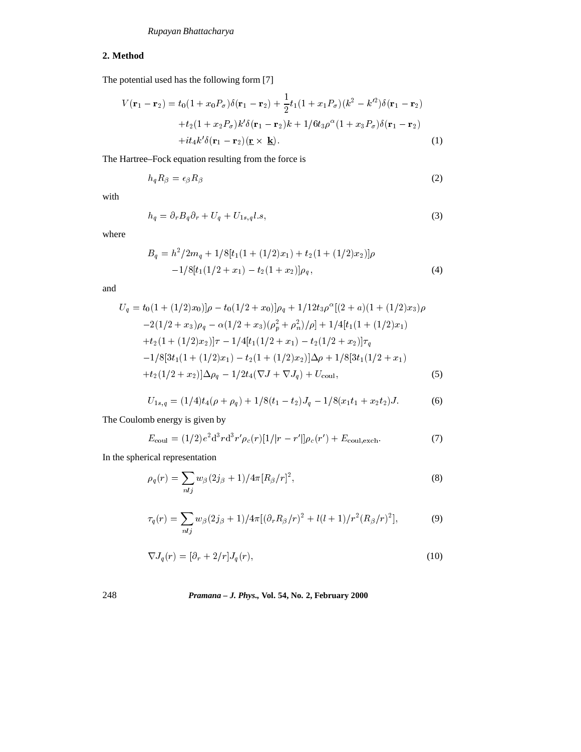## 2. Method

The potential used has the following form [7]

$$
\begin{aligned}
V(\mathbf{r}_1 - \mathbf{r}_2) &= t_0(1 + x_0 P_\sigma)\delta(\mathbf{r}_1 - \mathbf{r}_2) + \frac{1}{2}t_1(1 + x_1 P_\sigma)(k^2 - k'^2)\delta(\mathbf{r}_1 - \mathbf{r}_2) \\
&\quad + t_2(1 + x_2 P_\sigma)k'\delta(\mathbf{r}_1 - \mathbf{r}_2)k + 1/6 t_3 \rho^\alpha (1 + x_3 P_\sigma)\delta(\mathbf{r}_1 - \mathbf{r}_2) \\
&\quad + i t_4 k' \delta(\mathbf{r}_1 - \mathbf{r}_2)(\underline{\mathbf{r}} \times \underline{\mathbf{k}}).
\end{aligned} \tag{1}
$$

The Hartree–Fock equation resulting from the force is

$$
h_q R_\beta = \epsilon_\beta R_\beta \tag{2}
$$

with

$$
h_q = \partial_r B_q \partial_r + U_q + U_{1s,q} l.s, \tag{3}
$$

where

$$
\begin{aligned}
B_q &= h^2/2m_q + 1/8[t_1(1 + (1/2)x_1) + t_2(1 + (1/2)x_2)]\rho \\
&\quad - 1/8[t_1(1/2 + x_1) - t_2(1 + x_2)]\rho_q,
\end{aligned} \tag{4}
$$

and

$$
\begin{aligned}
U_q &= t_0(1 + (1/2)x_0)]\rho - t_0(1/2 + x_0)]\rho_q + 1/12 t_3 \rho^\alpha [(2 + a)(1 + (1/2)x_3)\rho \\
&\quad - 2(1/2 + x_3)\rho_q - \alpha(1/2 + x_3)(\rho_p^2 + \rho_n^2)/\rho] + 1/4[t_1(1 + (1/2)x_1) \\
&\quad + t_2(1 + (1/2)x_2)]\tau - 1/4[t_1(1/2 + x_1) - t_2(1/2 + x_2)]\tau_q \\
&\quad - 1/8[3t_1(1 + (1/2)x_1) - t_2(1 + (1/2)x_2)]\Delta\rho + 1/8[3t_1(1/2 + x_1) \\
&\quad + t_2(1/2 + x_2)]\Delta\rho_q - 1/2 t_4(\nabla J + \nabla J_q) + U_{\mathrm{coul}},
\end{aligned} \tag{5}
$$

$$
U_{1s,q} = (1/4)t_4(\rho + \rho_q) + 1/8(t_1 - t_2)J_q - 1/8(x_1 t_1 + x_2 t_2)J. \tag{6}
$$

The Coulomb energy is given by

$$
E_{\mathrm{coul}} = (1/2)e^2 \mathrm{d}^3 r \mathrm{d}^3 r' \rho_c(r)[1/|r - r'|]\rho_c(r') + E_{\mathrm{coul,exch}}. \tag{7}
$$

In the spherical representation

$$
\rho_q(r) = \sum_{nlj} w_\beta (2j_\beta + 1)/4\pi [R_\beta/r]^2, \tag{8}
$$

$$
\tau_q(r) = \sum_{nlj} w_\beta (2j_\beta + 1)/4\pi [(\partial_r R_\beta/r)^2 + l(l+1)/r^2 (R_\beta/r)^2], \tag{9}
$$

$$
\nabla J_q(r) = [\partial_r + 2/r]J_q(r), \tag{10}
$$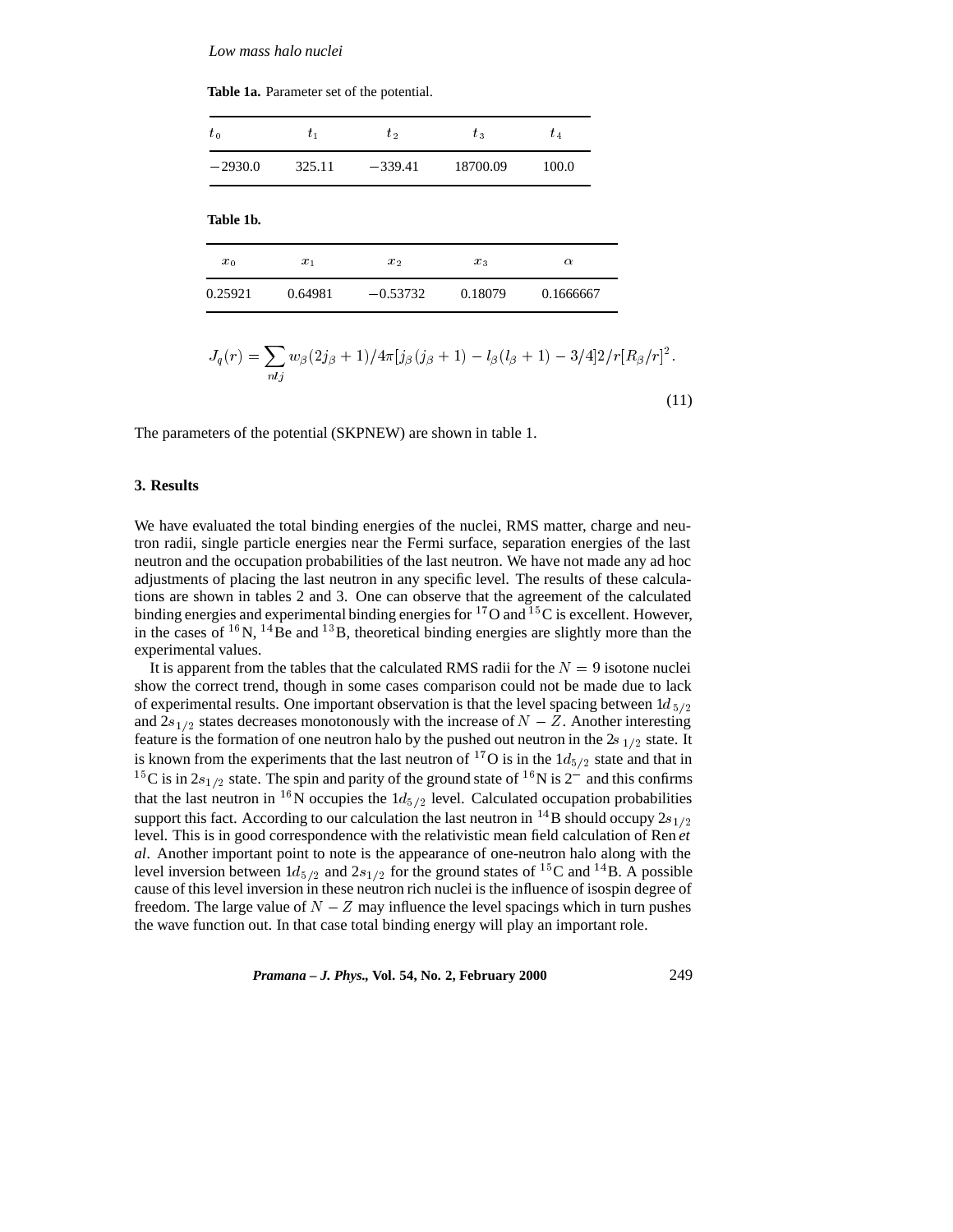**Table 1a.** Parameter set of the potential.

| $t_0$ | $t_1$ | $t_2$ | $t_3$ | $t_4$ |
|---|---|---|---|---|
| $-2930.0$ | 325.11 | $-339.41$ | 18700.09 | 100.0 |

**Table 1b.**

| $x_0$ | $x_1$ | $x_2$ | $x_3$ | $\alpha$ |
|---|---|---|---|---|
| 0.25921 | 0.64981 | $-0.53732$ | 0.18079 | 0.1666667 |

$$J_q(r) = \sum_{nlj} w_\beta (2j_\beta + 1)/4\pi[j_\beta(j_\beta + 1) - l_\beta(l_\beta + 1) - 3/4]2/r[R_\beta/r]^2. \tag{11}$$

The parameters of the potential (SKPNEW) are shown in table 1.

## 3. Results

We have evaluated the total binding energies of the nuclei, RMS matter, charge and neutron radii, single particle energies near the Fermi surface, separation energies of the last neutron and the occupation probabilities of the last neutron. We have not made any ad hoc adjustments of placing the last neutron in any specific level. The results of these calculations are shown in tables 2 and 3. One can observe that the agreement of the calculated binding energies and experimental binding energies for $^{17}$O and $^{15}$C is excellent. However, in the cases of $^{16}$N, $^{14}$Be and $^{13}$B, theoretical binding energies are slightly more than the experimental values.

It is apparent from the tables that the calculated RMS radii for the $N = 9$ isotone nuclei show the correct trend, though in some cases comparison could not be made due to lack of experimental results. One important observation is that the level spacing between $1d_{5/2}$ and $2s_{1/2}$ states decreases monotonously with the increase of $N - Z$. Another interesting feature is the formation of one neutron halo by the pushed out neutron in the $2s_{1/2}$ state. It is known from the experiments that the last neutron of $^{17}$O is in the $1d_{5/2}$ state and that in $^{15}$C is in $2s_{1/2}$ state. The spin and parity of the ground state of $^{16}$N is $2^-$ and this confirms that the last neutron in $^{16}$N occupies the $1d_{5/2}$ level. Calculated occupation probabilities support this fact. According to our calculation the last neutron in $^{14}$B should occupy $2s_{1/2}$ level. This is in good correspondence with the relativistic mean field calculation of Ren *et al*. Another important point to note is the appearance of one-neutron halo along with the level inversion between $1d_{5/2}$ and $2s_{1/2}$ for the ground states of $^{15}$C and $^{14}$B. A possible cause of this level inversion in these neutron rich nuclei is the influence of isospin degree of freedom. The large value of $N - Z$ may influence the level spacings which in turn pushes the wave function out. In that case total binding energy will play an important role.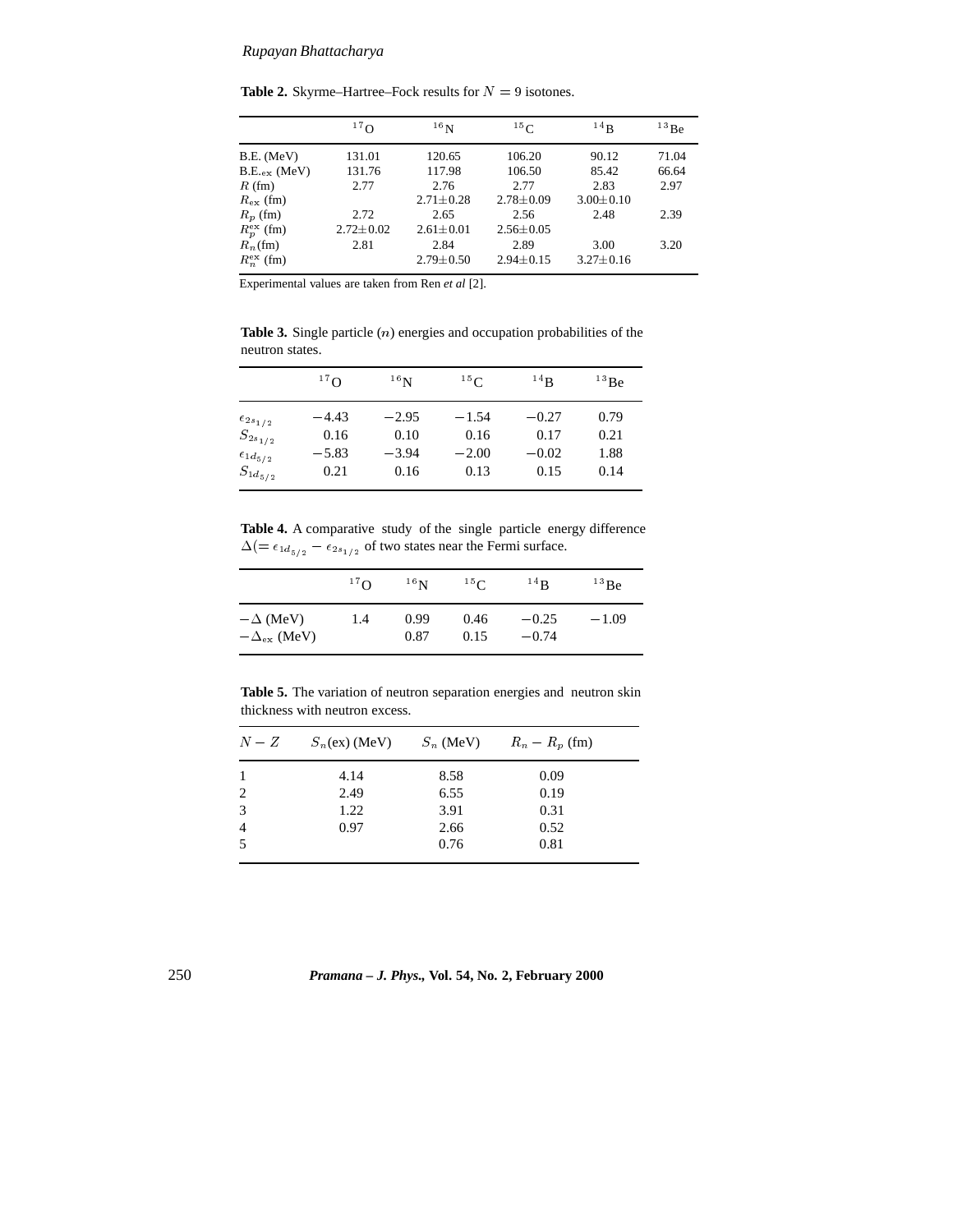**Table 2.** Skyrme–Hartree–Fock results for $N = 9$ isotones.

| | $^{17}$O | $^{16}$N | $^{15}$C | $^{14}$B | $^{13}$Be |
|---|---|---|---|---|---|
| B.E. (MeV) | 131.01 | 120.65 | 106.20 | 90.12 | 71.04 |
| B.E.$_{\rm ex}$ (MeV) | 131.76 | 117.98 | 106.50 | 85.42 | 66.64 |
| $R$ (fm) | 2.77 | 2.76 | 2.77 | 2.83 | 2.97 |
| $R_{\rm ex}$ (fm) | | 2.71±0.28 | 2.78±0.09 | 3.00±0.10 | |
| $R_p$ (fm) | 2.72 | 2.65 | 2.56 | 2.48 | 2.39 |
| $R_p^{\rm ex}$ (fm) | 2.72±0.02 | 2.61±0.01 | 2.56±0.05 | | |
| $R_n$(fm) | 2.81 | 2.84 | 2.89 | 3.00 | 3.20 |
| $R_n^{\rm ex}$ (fm) | | 2.79±0.50 | 2.94±0.15 | 3.27±0.16 | |

Experimental values are taken from Ren *et al* [2].

**Table 3.** Single particle ($n$) energies and occupation probabilities of the neutron states.

| | $^{17}$O | $^{16}$N | $^{15}$C | $^{14}$B | $^{13}$Be |
|---|---|---|---|---|---|
| $\epsilon_{2s_{1/2}}$ | −4.43 | −2.95 | −1.54 | −0.27 | 0.79 |
| $S_{2s_{1/2}}$ | 0.16 | 0.10 | 0.16 | 0.17 | 0.21 |
| $\epsilon_{1d_{5/2}}$ | −5.83 | −3.94 | −2.00 | −0.02 | 1.88 |
| $S_{1d_{5/2}}$ | 0.21 | 0.16 | 0.13 | 0.15 | 0.14 |

**Table 4.** A comparative study of the single particle energy difference $\Delta(= \epsilon_{1d_{5/2}} - \epsilon_{2s_{1/2}}$ of two states near the Fermi surface.

| | $^{17}$O | $^{16}$N | $^{15}$C | $^{14}$B | $^{13}$Be |
|---|---|---|---|---|---|
| $-\Delta$ (MeV) | 1.4 | 0.99 | 0.46 | −0.25 | −1.09 |
| $-\Delta_{\rm ex}$ (MeV) | | 0.87 | 0.15 | −0.74 | |

**Table 5.** The variation of neutron separation energies and neutron skin thickness with neutron excess.

| $N - Z$ | $S_n$(ex) (MeV) | $S_n$ (MeV) | $R_n - R_p$ (fm) |
|---|---|---|---|
| 1 | 4.14 | 8.58 | 0.09 |
| 2 | 2.49 | 6.55 | 0.19 |
| 3 | 1.22 | 3.91 | 0.31 |
| 4 | 0.97 | 2.66 | 0.52 |
| 5 | | 0.76 | 0.81 |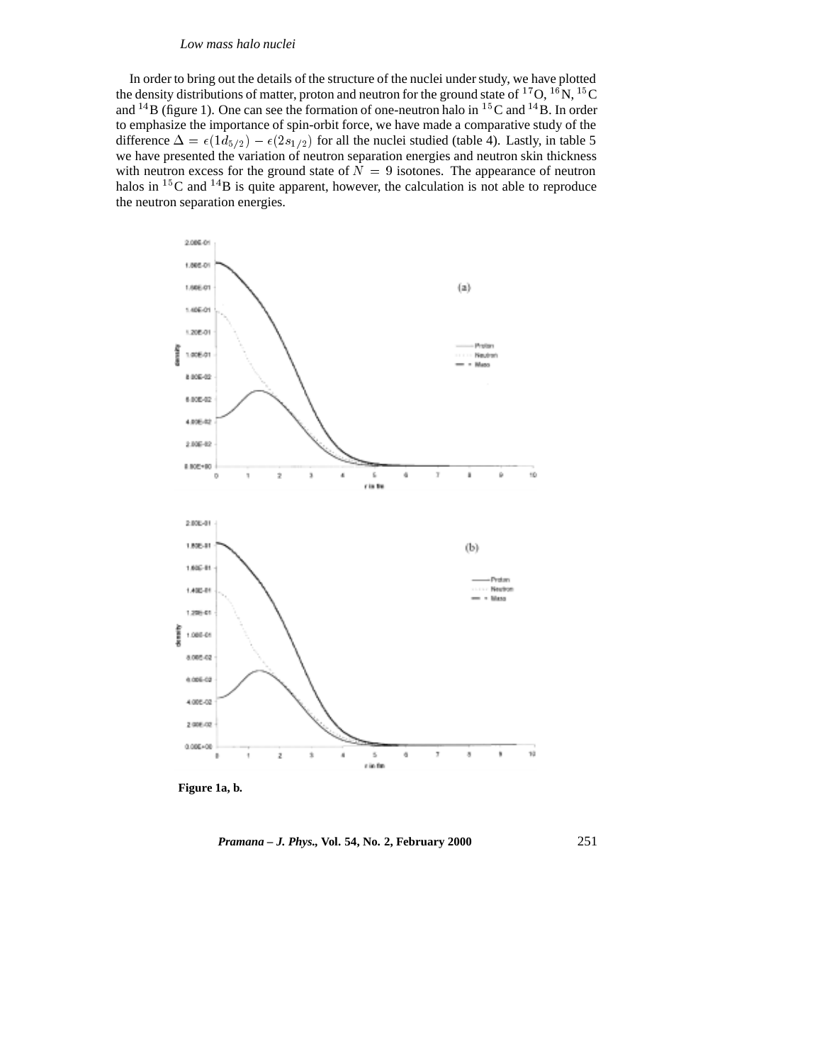In order to bring out the details of the structure of the nuclei under study, we have plotted the density distributions of matter, proton and neutron for the ground state of $^{17}$O, $^{16}$N, $^{15}$C and $^{14}$B (figure 1). One can see the formation of one-neutron halo in $^{15}$C and $^{14}$B. In order to emphasize the importance of spin-orbit force, we have made a comparative study of the difference $\Delta = \epsilon(1d_{5/2}) - \epsilon(2s_{1/2})$ for all the nuclei studied (table 4). Lastly, in table 5 we have presented the variation of neutron separation energies and neutron skin thickness with neutron excess for the ground state of $N = 9$ isotones. The appearance of neutron halos in $^{15}$C and $^{14}$B is quite apparent, however, the calculation is not able to reproduce the neutron separation energies.

**Figure 1a, b.**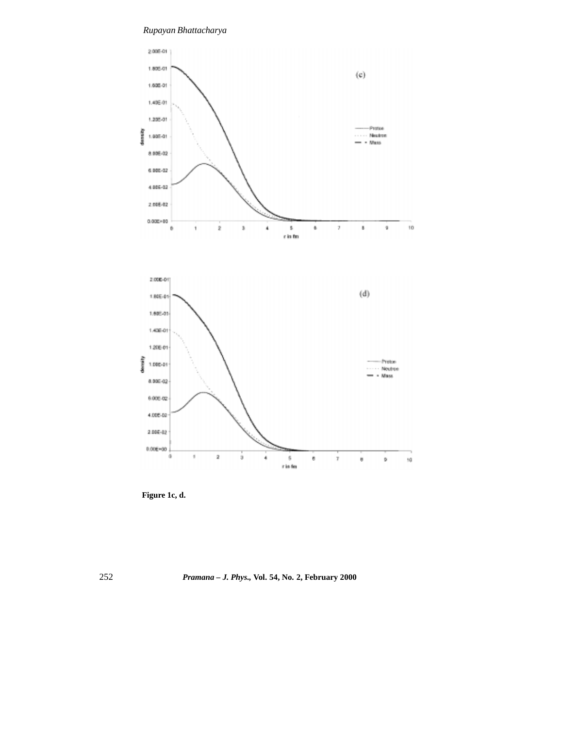**Figure 1c, d.**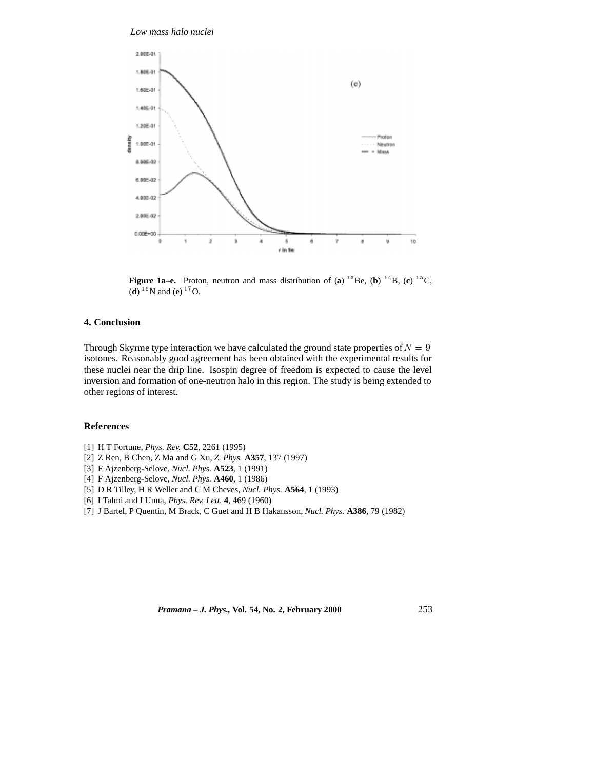2.00E-01
1.80E-01
1.60E-01
1.40E-01
1.20E-01
1.00E-01
8.00E-02
6.00E-02
4.00E-02
2.00E-02
0.00E+00

density

0 1 2 3 4 5 6 7 8 9 10

r in fm

(e)

Proton
Neutron
Mass

**Figure 1a–e.** Proton, neutron and mass distribution of (**a**) $^{13}$Be, (**b**) $^{14}$B, (**c**) $^{15}$C, (**d**) $^{16}$N and (**e**) $^{17}$O.

## 4. Conclusion

Through Skyrme type interaction we have calculated the ground state properties of $N = 9$ isotones. Reasonably good agreement has been obtained with the experimental results for these nuclei near the drip line. Isospin degree of freedom is expected to cause the level inversion and formation of one-neutron halo in this region. The study is being extended to other regions of interest.

## References

[1] H T Fortune, *Phys. Rev.* **C52**, 2261 (1995)
[2] Z Ren, B Chen, Z Ma and G Xu, *Z. Phys.* **A357**, 137 (1997)
[3] F Ajzenberg-Selove, *Nucl. Phys.* **A523**, 1 (1991)
[4] F Ajzenberg-Selove, *Nucl. Phys.* **A460**, 1 (1986)
[5] D R Tilley, H R Weller and C M Cheves, *Nucl. Phys.* **A564**, 1 (1993)
[6] I Talmi and I Unna, *Phys. Rev. Lett.* **4**, 469 (1960)
[7] J Bartel, P Quentin, M Brack, C Guet and H B Hakansson, *Nucl. Phys.* **A386**, 79 (1982)